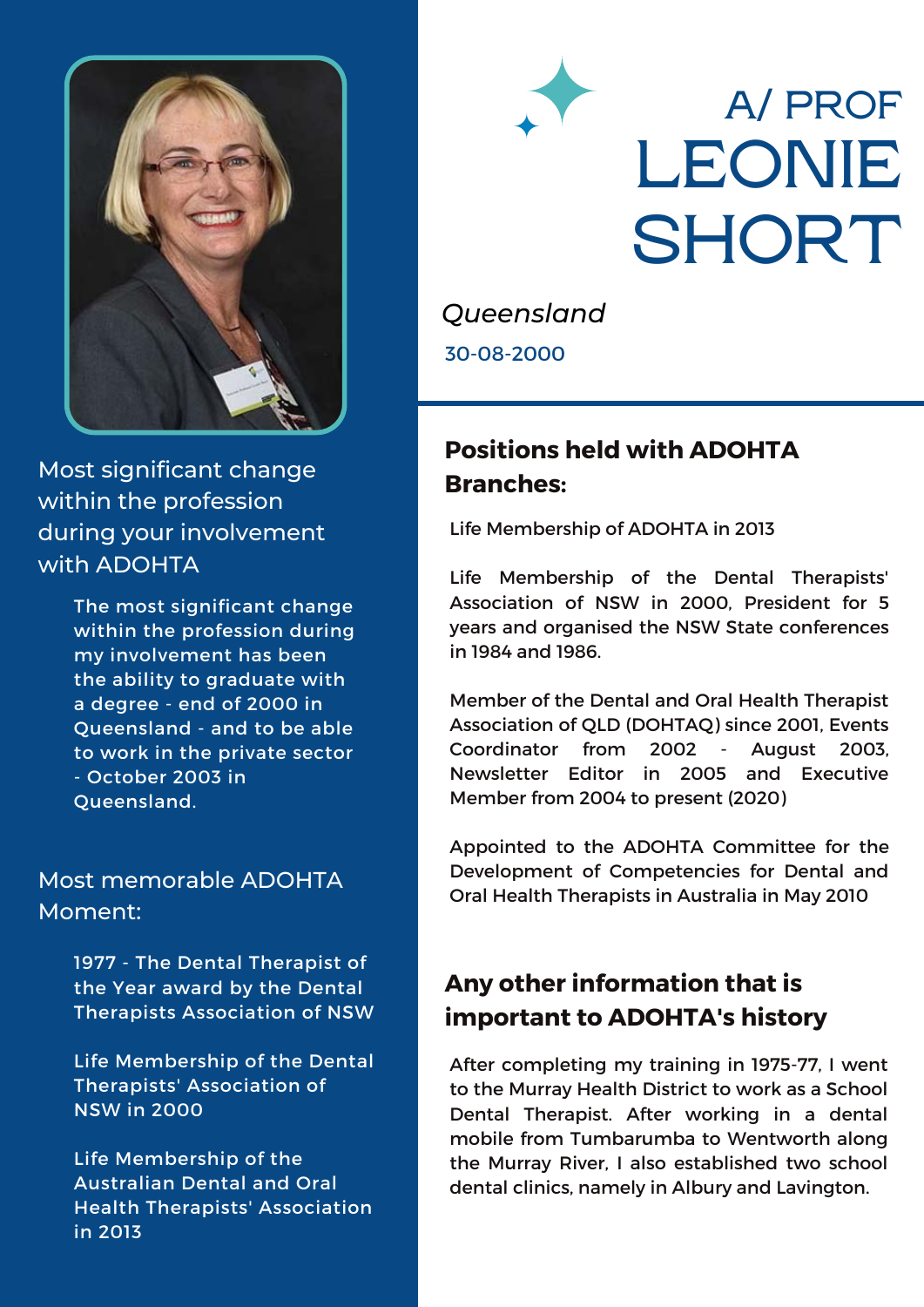# A/ PROF LEONIE SHORT

*Queensland*

30-08-2000

## Most significant change within the profession during your involvement with ADOHTA

The most significant change within the profession during my involvement has been the ability to graduate with a degree - end of 2000 in Queensland - and to be able to work in the private sector - October 2003 in Queensland.

## Most memorable ADOHTA Moment:

1977 - The Dental Therapist of the Year award by the Dental Therapists Association of NSW

Life Membership of the Dental Therapists' Association of NSW in 2000

Life Membership of the Australian Dental and Oral Health Therapists' Association in 2013

## Positions held with ADOHTA Branches:

Life Membership of ADOHTA in 2013

Life Membership of the Dental Therapists' Association of NSW in 2000, President for 5 years and organised the NSW State conferences in 1984 and 1986.

Member of the Dental and Oral Health Therapist Association of QLD (DOHTAQ) since 2001, Events Coordinator from 2002 - August 2003, Newsletter Editor in 2005 and Executive Member from 2004 to present (2020)

Appointed to the ADOHTA Committee for the Development of Competencies for Dental and Oral Health Therapists in Australia in May 2010

## Any other information that is important to ADOHTA's history

After completing my training in 1975-77, I went to the Murray Health District to work as a School Dental Therapist. After working in a dental mobile from Tumbarumba to Wentworth along the Murray River, I also established two school dental clinics, namely in Albury and Lavington.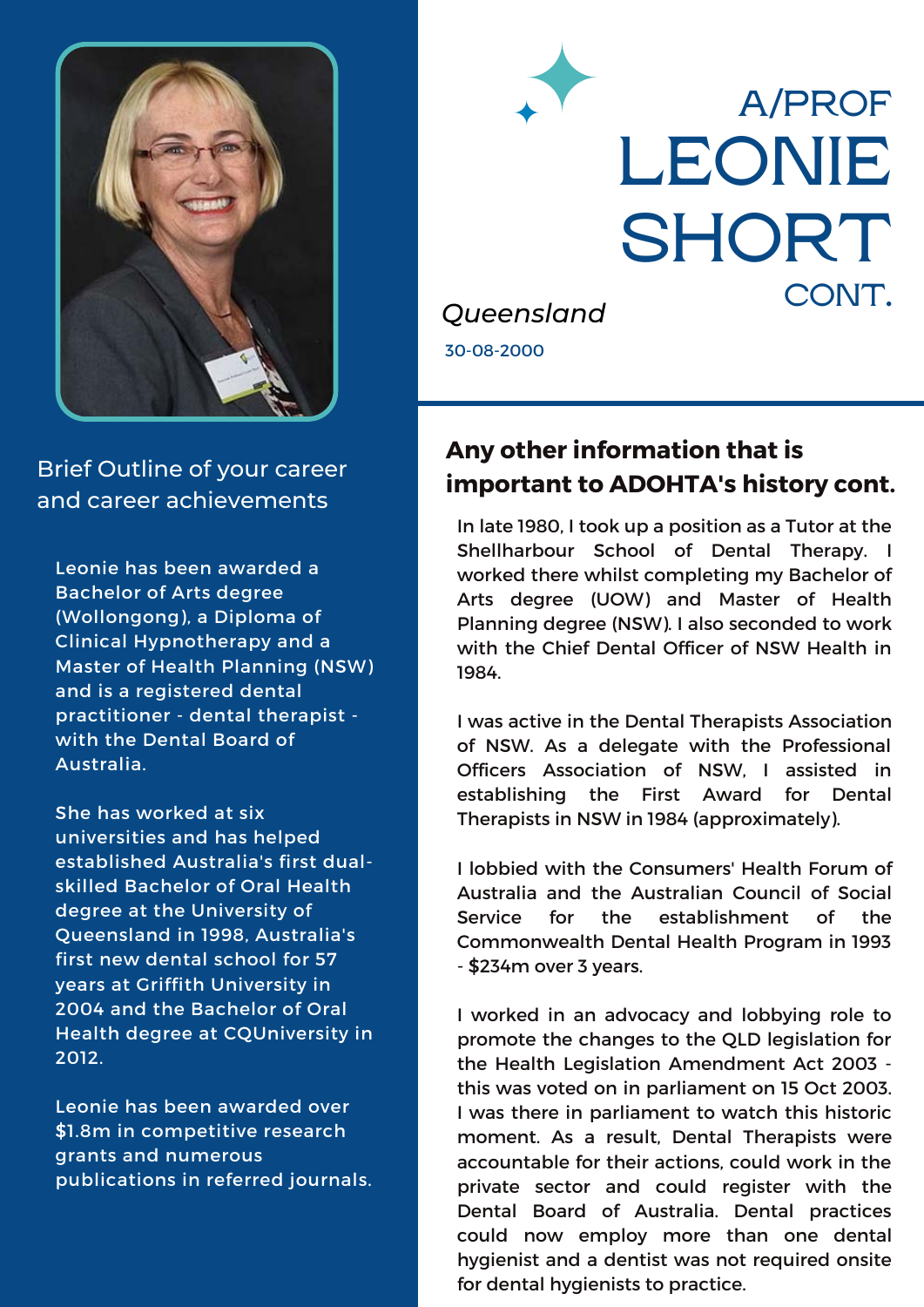# A/PROF LEONIE SHORT CONT.

*Queensland*

30-08-2000

## Brief Outline of your career and career achievements

Leonie has been awarded a Bachelor of Arts degree (Wollongong), a Diploma of Clinical Hypnotherapy and a Master of Health Planning (NSW) and is a registered dental practitioner - dental therapist - with the Dental Board of Australia.

She has worked at six universities and has helped established Australia's first dual-skilled Bachelor of Oral Health degree at the University of Queensland in 1998, Australia's first new dental school for 57 years at Griffith University in 2004 and the Bachelor of Oral Health degree at CQUniversity in 2012.

Leonie has been awarded over $1.8m in competitive research grants and numerous publications in referred journals.

## Any other information that is important to ADOHTA's history cont.

In late 1980, I took up a position as a Tutor at the Shellharbour School of Dental Therapy. I worked there whilst completing my Bachelor of Arts degree (UOW) and Master of Health Planning degree (NSW). I also seconded to work with the Chief Dental Officer of NSW Health in 1984.

I was active in the Dental Therapists Association of NSW. As a delegate with the Professional Officers Association of NSW, I assisted in establishing the First Award for Dental Therapists in NSW in 1984 (approximately).

I lobbied with the Consumers' Health Forum of Australia and the Australian Council of Social Service for the establishment of the Commonwealth Dental Health Program in 1993 - $234m over 3 years.

I worked in an advocacy and lobbying role to promote the changes to the QLD legislation for the Health Legislation Amendment Act 2003 - this was voted on in parliament on 15 Oct 2003. I was there in parliament to watch this historic moment. As a result, Dental Therapists were accountable for their actions, could work in the private sector and could register with the Dental Board of Australia. Dental practices could now employ more than one dental hygienist and a dentist was not required onsite for dental hygienists to practice.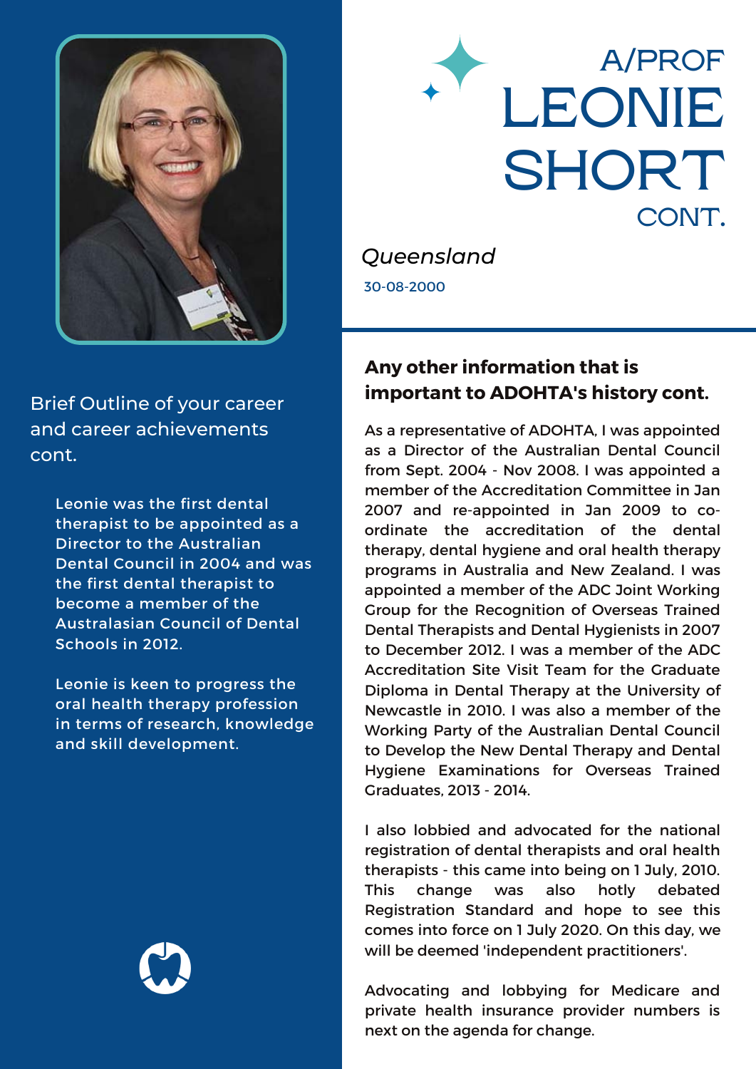# A/PROF LEONIE SHORT CONT.

*Queensland*

30-08-2000

## Brief Outline of your career and career achievements cont.

Leonie was the first dental therapist to be appointed as a Director to the Australian Dental Council in 2004 and was the first dental therapist to become a member of the Australasian Council of Dental Schools in 2012.

Leonie is keen to progress the oral health therapy profession in terms of research, knowledge and skill development.

## Any other information that is important to ADOHTA's history cont.

As a representative of ADOHTA, I was appointed as a Director of the Australian Dental Council from Sept. 2004 - Nov 2008. I was appointed a member of the Accreditation Committee in Jan 2007 and re-appointed in Jan 2009 to co-ordinate the accreditation of the dental therapy, dental hygiene and oral health therapy programs in Australia and New Zealand. I was appointed a member of the ADC Joint Working Group for the Recognition of Overseas Trained Dental Therapists and Dental Hygienists in 2007 to December 2012. I was a member of the ADC Accreditation Site Visit Team for the Graduate Diploma in Dental Therapy at the University of Newcastle in 2010. I was also a member of the Working Party of the Australian Dental Council to Develop the New Dental Therapy and Dental Hygiene Examinations for Overseas Trained Graduates, 2013 - 2014.

I also lobbied and advocated for the national registration of dental therapists and oral health therapists - this came into being on 1 July, 2010. This change was also hotly debated Registration Standard and hope to see this comes into force on 1 July 2020. On this day, we will be deemed 'independent practitioners'.

Advocating and lobbying for Medicare and private health insurance provider numbers is next on the agenda for change.